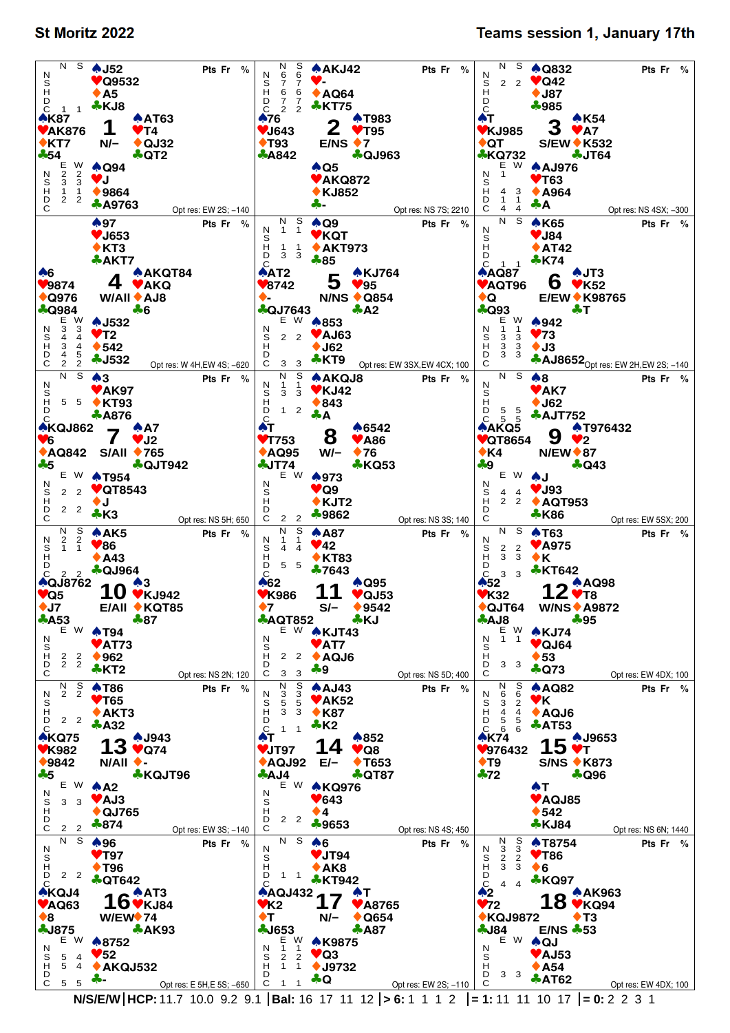# St Moritz 2022

## Teams session 1, January 17th

### Board 1 — Dealer N, Vul –

| | Hand |
|---|---|
| North | ♠J52 ♥Q9532 ♦A5 ♣KJ8 |
| West | ♠K87 ♥AK876 ♦KT7 ♣54 |
| East | ♠AT63 ♥T4 ♦QJ32 ♣QT2 |
| South | ♠Q94 ♥J ♦9864 ♣A9763 |

| | N | S | E | W |
|---|---|---|---|---|
| N | | | 2 | 2 |
| S | | | 3 | 3 |
| H | | | 1 | 1 |
| D | | | 2 | 2 |
| C | 1 | 1 | | |

Opt res: EW 2S; –140

### Board 2 — Dealer E, Vul NS

| | Hand |
|---|---|
| North | ♠AKJ42 ♥- ♦AQ64 ♣KT75 |
| West | ♠76 ♥J643 ♦T93 ♣A842 |
| East | ♠T983 ♥T95 ♦7 ♣QJ963 |
| South | ♠Q5 ♥AKQ872 ♦KJ852 ♣- |

| | N | S | E | W |
|---|---|---|---|---|
| N | 6 | 6 | | |
| S | 7 | 7 | | |
| H | 6 | 6 | | |
| D | 7 | 7 | | |
| C | 2 | 2 | | |

Opt res: NS 7S; 2210

### Board 3 — Dealer S, Vul EW

| | Hand |
|---|---|
| North | ♠Q832 ♥Q42 ♦J87 ♣985 |
| West | ♠T ♥KJ985 ♦QT ♣KQ732 |
| East | ♠K54 ♥A7 ♦K532 ♣JT64 |
| South | ♠AJ976 ♥T63 ♦A964 ♣A |

| | N | S | E | W |
|---|---|---|---|---|
| N | | | 1 | |
| S | 2 | 2 | | |
| H | | | 4 | 3 |
| D | | | 1 | 1 |
| C | | | 4 | 4 |

Opt res: NS 4SX; –300

### Board 4 — Dealer W, Vul All

| | Hand |
|---|---|
| North | ♠97 ♥J653 ♦KT3 ♣AKT7 |
| West | ♠6 ♥9874 ♦Q976 ♣Q984 |
| East | ♠AKQT84 ♥AKQ ♦AJ8 ♣6 |
| South | ♠J532 ♥T2 ♦542 ♣J532 |

| | N | S | E | W |
|---|---|---|---|---|
| N | | | 3 | 3 |
| S | | | 4 | 4 |
| H | | | 3 | 4 |
| D | | | 4 | 5 |
| C | | | 2 | 2 |

Opt res: W 4H,EW 4S; –620

### Board 5 — Dealer N, Vul NS

| | Hand |
|---|---|
| North | ♠Q9 ♥KQT ♦AKT973 ♣85 |
| West | ♠AT2 ♥8742 ♦- ♣QJ7643 |
| East | ♠KJ764 ♥95 ♦Q854 ♣A2 |
| South | ♠853 ♥AJ63 ♦J62 ♣KT9 |

| | N | S | E | W |
|---|---|---|---|---|
| N | 1 | 1 | | |
| S | | | 2 | 2 |
| H | 1 | 1 | | |
| D | 3 | 3 | | |
| C | | | 3 | 3 |

Opt res: EW 3SX,EW 4CX; 100

### Board 6 — Dealer E, Vul EW

| | Hand |
|---|---|
| North | ♠K65 ♥J84 ♦AT42 ♣K74 |
| West | ♠AQ87 ♥AQT96 ♦Q ♣Q93 |
| East | ♠JT3 ♥K52 ♦K98765 ♣T |
| South | ♠942 ♥73 ♦J3 ♣AJ8652 |

| | N | S | E | W |
|---|---|---|---|---|
| N | | | 1 | 1 |
| S | | | 3 | 3 |
| H | | | 3 | 3 |
| D | | | 3 | 3 |
| C | 1 | 1 | | |

Opt res: EW 2H,EW 2S; –140

### Board 7 — Dealer S, Vul All

| | Hand |
|---|---|
| North | ♠3 ♥AK97 ♦KT93 ♣A876 |
| West | ♠KQJ862 ♥6 ♦AQ842 ♣5 |
| East | ♠A7 ♥J2 ♦765 ♣QJT942 |
| South | ♠T954 ♥QT8543 ♦J ♣K3 |

| | N | S | E | W |
|---|---|---|---|---|
| N | | | | |
| S | | | 2 | 2 |
| H | 5 | 5 | | |
| D | | | 2 | 2 |
| C | | | | |

Opt res: NS 5H; 650

### Board 8 — Dealer W, Vul –

| | Hand |
|---|---|
| North | ♠AKQJ8 ♥KJ42 ♦843 ♣A |
| West | ♠T ♥T753 ♦AQ95 ♣JT74 |
| East | ♠6542 ♥A86 ♦76 ♣KQ53 |
| South | ♠973 ♥Q9 ♦KJT2 ♣9862 |

| | N | S | E | W |
|---|---|---|---|---|
| N | 1 | 1 | | |
| S | 3 | 3 | | |
| H | | | | |
| D | 1 | 2 | | |
| C | | | 2 | 2 |

Opt res: NS 3S; 140

### Board 9 — Dealer N, Vul EW

| | Hand |
|---|---|
| North | ♠8 ♥AK7 ♦J62 ♣AJT752 |
| West | ♠AKQ5 ♥QT8654 ♦K4 ♣9 |
| East | ♠T976432 ♥2 ♦87 ♣Q43 |
| South | ♠J ♥J93 ♦AQT953 ♣K86 |

| | N | S | E | W |
|---|---|---|---|---|
| N | | | | |
| S | | | 4 | 4 |
| H | | | 2 | 2 |
| D | 5 | 5 | | |
| C | 5 | 5 | | |

Opt res: EW 5SX; 200

### Board 10 — Dealer E, Vul All

| | Hand |
|---|---|
| North | ♠AK5 ♥86 ♦A43 ♣QJ964 |
| West | ♠QJ8762 ♥Q5 ♦J7 ♣A53 |
| East | ♠3 ♥KJ942 ♦KQT85 ♣87 |
| South | ♠T94 ♥AT73 ♦962 ♣KT2 |

| | N | S | E | W |
|---|---|---|---|---|
| N | 2 | 2 | | |
| S | 1 | 1 | | |
| H | | | 2 | 2 |
| D | | | 2 | 2 |
| C | 2 | 2 | | |

Opt res: NS 2N; 120

### Board 11 — Dealer S, Vul –

| | Hand |
|---|---|
| North | ♠A87 ♥42 ♦KT83 ♣7643 |
| West | ♠62 ♥K986 ♦7 ♣AQT852 |
| East | ♠Q95 ♥QJ53 ♦9542 ♣KJ |
| South | ♠KJT43 ♥AT7 ♦AQJ6 ♣9 |

| | N | S | E | W |
|---|---|---|---|---|
| N | 1 | 1 | | |
| S | 4 | 4 | | |
| H | | | 2 | 2 |
| D | 5 | 5 | | |
| C | | | 3 | 3 |

Opt res: NS 5D; 400

### Board 12 — Dealer W, Vul NS

| | Hand |
|---|---|
| North | ♠T63 ♥A975 ♦K ♣KT642 |
| West | ♠52 ♥K32 ♦QJT64 ♣AJ8 |
| East | ♠AQ98 ♥T8 ♦A9872 ♣95 |
| South | ♠KJ74 ♥QJ64 ♦53 ♣Q73 |

| | N | S | E | W |
|---|---|---|---|---|
| N | | | 1 | 1 |
| S | 2 | 2 | | |
| H | 3 | 3 | | |
| D | | | 3 | 3 |
| C | 3 | 3 | | |

Opt res: EW 4DX; 100

### Board 13 — Dealer N, Vul All

| | Hand |
|---|---|
| North | ♠T86 ♥T65 ♦AKT3 ♣A32 |
| West | ♠KQ75 ♥K982 ♦9842 ♣5 |
| East | ♠J943 ♥Q74 ♦- ♣KQJT96 |
| South | ♠A2 ♥AJ3 ♦QJ765 ♣874 |

| | N | S | E | W |
|---|---|---|---|---|
| N | 2 | 2 | | |
| S | | | 3 | 3 |
| H | | | | |
| D | 2 | 2 | | |
| C | | | 2 | 2 |

Opt res: EW 3S; –140

### Board 14 — Dealer E, Vul –

| | Hand |
|---|---|
| North | ♠AJ43 ♥AK52 ♦K87 ♣K2 |
| West | ♠T ♥JT97 ♦AQJ92 ♣AJ4 |
| East | ♠852 ♥Q8 ♦T653 ♣QT87 |
| South | ♠KQ976 ♥643 ♦4 ♣9653 |

| | N | S | E | W |
|---|---|---|---|---|
| N | 3 | 3 | | |
| S | 5 | 5 | | |
| H | 3 | 3 | | |
| D | | | 2 | 2 |
| C | 1 | 1 | | |

Opt res: NS 4S; 450

### Board 15 — Dealer S, Vul NS

| | Hand |
|---|---|
| North | ♠AQ82 ♥K ♦AQJ6 ♣AT53 |
| West | ♠K74 ♥976432 ♦T9 ♣72 |
| East | ♠J9653 ♥T ♦K873 ♣Q96 |
| South | ♠T ♥AQJ85 ♦542 ♣KJ84 |

| | N | S | E | W |
|---|---|---|---|---|
| N | 6 | 6 | | |
| S | 3 | 2 | | |
| H | 4 | 4 | | |
| D | 5 | 5 | | |
| C | 6 | 6 | | |

Opt res: NS 6N; 1440

### Board 16 — Dealer W, Vul EW

| | Hand |
|---|---|
| North | ♠96 ♥T97 ♦T96 ♣QT642 |
| West | ♠KQJ4 ♥AQ63 ♦8 ♣J875 |
| East | ♠AT3 ♥KJ84 ♦74 ♣AK93 |
| South | ♠8752 ♥52 ♦AKQJ532 ♣- |

| | N | S | E | W |
|---|---|---|---|---|
| N | | | | |
| S | | | 5 | 4 |
| H | | | 5 | 4 |
| D | 2 | 2 | | |
| C | | | 5 | 5 |

Opt res: E 5H,E 5S; –650

### Board 17 — Dealer N, Vul –

| | Hand |
|---|---|
| North | ♠6 ♥JT94 ♦AK8 ♣KT942 |
| West | ♠AQJ432 ♥K2 ♦T ♣J653 |
| East | ♠T ♥A8765 ♦Q654 ♣A87 |
| South | ♠K9875 ♥Q3 ♦J9732 ♣Q |

| | N | S | E | W |
|---|---|---|---|---|
| N | | | 1 | 1 |
| S | | | 2 | 2 |
| H | | | 1 | 1 |
| D | 1 | 1 | | |
| C | | | 1 | 1 |

Opt res: EW 2S; –110

### Board 18 — Dealer E, Vul NS

| | Hand |
|---|---|
| North | ♠T8754 ♥T86 ♦6 ♣KQ97 |
| West | ♠2 ♥72 ♦KQJ9872 ♣J84 |
| East | ♠AK963 ♥KQ94 ♦T3 ♣53 |
| South | ♠QJ ♥AJ53 ♦A54 ♣AT62 |

| | N | S | E | W |
|---|---|---|---|---|
| N | 3 | 3 | | |
| S | 2 | 2 | | |
| H | 3 | 3 | | |
| D | | | 3 | 3 |
| C | 4 | 4 | | |

Opt res: EW 4DX; 100

---

**N/S/E/W** | **HCP:** 11.7 10.0 9.2 9.1 | **Bal:** 16 17 11 12 | **> 6:** 1 1 1 2 | **= 1:** 11 11 10 17 | **= 0:** 2 2 3 1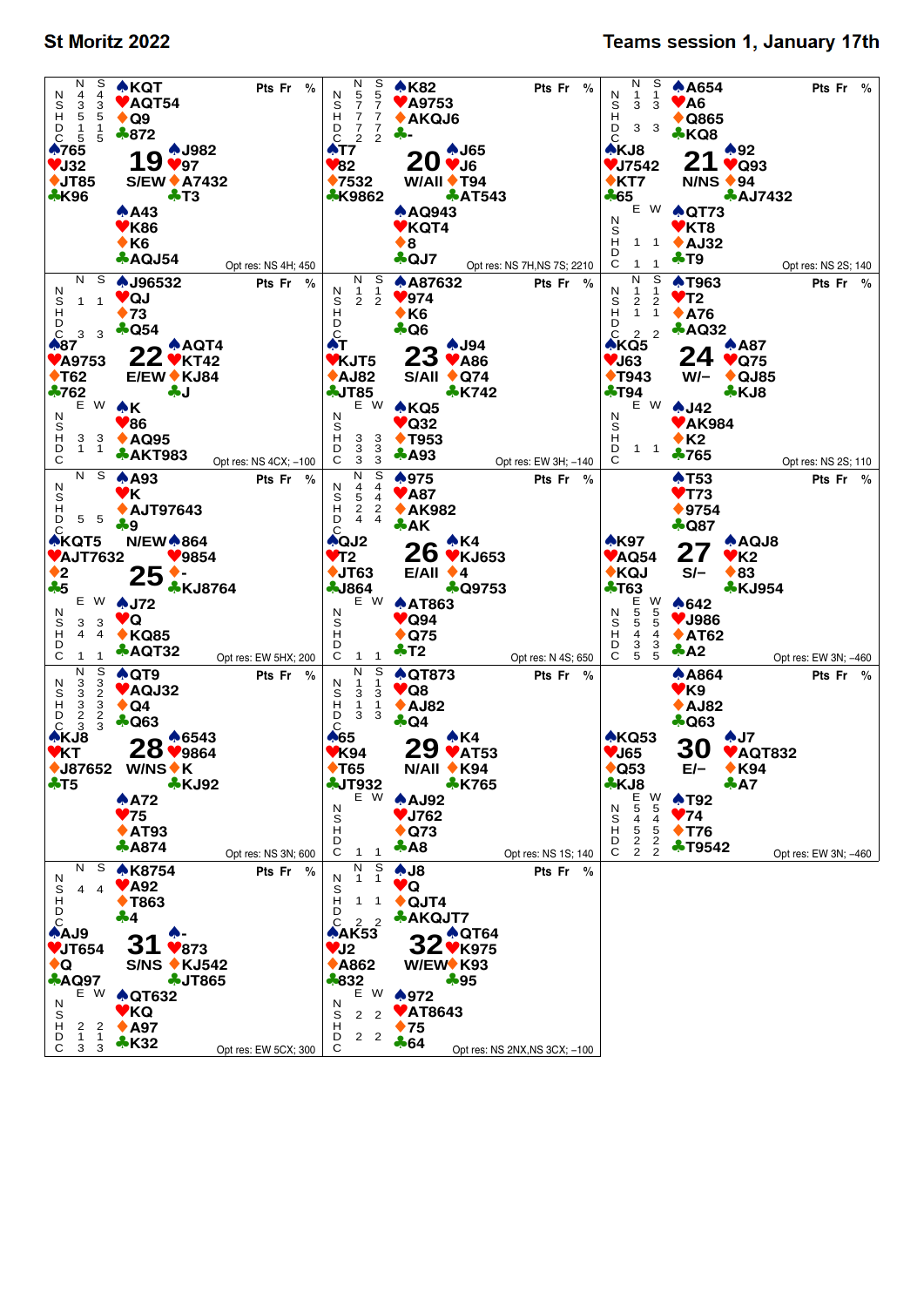# St Moritz 2022

## Teams session 1, January 17th

---

### Board 19 — S/EW

| Position | Hand |
|---|---|
| North | ♠KQT ♥AQT54 ♦Q9 ♣872 |
| West | ♠765 ♥J32 ♦JT85 ♣K96 |
| East | ♠J982 ♥97 ♦A7432 ♣T3 |
| South | ♠A43 ♥K86 ♦K6 ♣AQJ54 |

| | N | S |
|---|---|---|
| N | 4 | 4 |
| S | 3 | 3 |
| H | 5 | 5 |
| D | 1 | 1 |
| C | 5 | 5 |

Opt res: NS 4H; 450

---

### Board 20 — W/All

| Position | Hand |
|---|---|
| North | ♠K82 ♥A9753 ♦AKQJ6 ♣- |
| West | ♠T7 ♥82 ♦7532 ♣K9862 |
| East | ♠J65 ♥J6 ♦T94 ♣AT543 |
| South | ♠AQ943 ♥KQT4 ♦8 ♣QJ7 |

| | N | S |
|---|---|---|
| N | 5 | 5 |
| S | 7 | 7 |
| H | 7 | 7 |
| D | 7 | 7 |
| C | 2 | 2 |

Opt res: NS 7H,NS 7S; 2210

---

### Board 21 — N/NS

| Position | Hand |
|---|---|
| North | ♠A654 ♥A6 ♦Q865 ♣KQ8 |
| West | ♠KJ8 ♥J7542 ♦KT7 ♣65 |
| East | ♠92 ♥Q93 ♦94 ♣AJ7432 |
| South | ♠QT73 ♥KT8 ♦AJ32 ♣T9 |

| | N | S | | E | W |
|---|---|---|---|---|---|
| N | 1 | 1 | N | | |
| S | 3 | 3 | S | | |
| H | | | H | 1 | 1 |
| D | 3 | 3 | D | | |
| C | | | C | 1 | 1 |

Opt res: NS 2S; 140

---

### Board 22 — E/EW

| Position | Hand |
|---|---|
| North | ♠J96532 ♥QJ ♦73 ♣Q54 |
| West | ♠87 ♥A9753 ♦T62 ♣762 |
| East | ♠AQT4 ♥KT42 ♦KJ84 ♣J |
| South | ♠K ♥86 ♦AQ95 ♣AKT983 |

| | N | S | | E | W |
|---|---|---|---|---|---|
| N | | | N | | |
| S | 1 | 1 | S | | |
| H | | | H | 3 | 3 |
| D | | | D | 1 | 1 |
| C | 3 | 3 | C | | |

Opt res: NS 4CX; –100

---

### Board 23 — S/All

| Position | Hand |
|---|---|
| North | ♠A87632 ♥974 ♦K6 ♣Q6 |
| West | ♠T ♥KJT5 ♦AJ82 ♣JT85 |
| East | ♠J94 ♥A86 ♦Q74 ♣K742 |
| South | ♠KQ5 ♥Q32 ♦T953 ♣A93 |

| | N | S | | E | W |
|---|---|---|---|---|---|
| N | 1 | 1 | N | | |
| S | 2 | 2 | S | | |
| H | | | H | 3 | 3 |
| D | | | D | 3 | 3 |
| C | | | C | 3 | 3 |

Opt res: EW 3H; –140

---

### Board 24 — W/–

| Position | Hand |
|---|---|
| North | ♠T963 ♥T2 ♦A76 ♣AQ32 |
| West | ♠KQ5 ♥J63 ♦T943 ♣T94 |
| East | ♠A87 ♥Q75 ♦QJ85 ♣KJ8 |
| South | ♠J42 ♥AK984 ♦K2 ♣765 |

| | N | S | | E | W |
|---|---|---|---|---|---|
| N | 1 | 1 | N | | |
| S | 2 | 2 | S | | |
| H | 1 | 1 | H | | |
| D | | | D | 1 | 1 |
| C | 2 | 2 | C | | |

Opt res: NS 2S; 110

---

### Board 25 — N/EW

| Position | Hand |
|---|---|
| North | ♠A93 ♥K ♦AJT97643 ♣9 |
| West | ♠KQT5 ♥AJT7632 ♦2 ♣5 |
| East | ♠864 ♥9854 ♦- ♣KJ8764 |
| South | ♠J72 ♥Q ♦KQ85 ♣AQT32 |

| | N | S | | E | W |
|---|---|---|---|---|---|
| N | | | N | | |
| S | | | S | 3 | 3 |
| H | | | H | 4 | 4 |
| D | 5 | 5 | D | | |
| C | | | C | 1 | 1 |

Opt res: EW 5HX; 200

---

### Board 26 — E/All

| Position | Hand |
|---|---|
| North | ♠975 ♥A87 ♦AK982 ♣AK |
| West | ♠QJ2 ♥T2 ♦JT63 ♣J864 |
| East | ♠K4 ♥KJ653 ♦4 ♣Q9753 |
| South | ♠AT863 ♥Q94 ♦Q75 ♣T2 |

| | N | S | | E | W |
|---|---|---|---|---|---|
| N | 4 | 4 | N | | |
| S | 5 | 4 | S | | |
| H | 2 | 2 | H | | |
| D | 4 | 4 | D | | |
| C | | | C | 1 | 1 |

Opt res: N 4S; 650

---

### Board 27 — S/–

| Position | Hand |
|---|---|
| North | ♠T53 ♥T73 ♦9754 ♣Q87 |
| West | ♠K97 ♥AQ54 ♦KQJ ♣T63 |
| East | ♠AQJ8 ♥K2 ♦83 ♣KJ954 |
| South | ♠642 ♥J986 ♦AT62 ♣A2 |

| | E | W |
|---|---|---|
| N | 5 | 5 |
| S | 5 | 5 |
| H | 4 | 4 |
| D | 3 | 3 |
| C | 5 | 5 |

Opt res: EW 3N; –460

---

### Board 28 — W/NS

| Position | Hand |
|---|---|
| North | ♠QT9 ♥AQJ32 ♦Q4 ♣Q63 |
| West | ♠KJ8 ♥KT ♦J87652 ♣T5 |
| East | ♠6543 ♥9864 ♦K ♣KJ92 |
| South | ♠A72 ♥75 ♦AT93 ♣A874 |

| | N | S |
|---|---|---|
| N | 3 | 3 |
| S | 3 | 2 |
| H | 3 | 3 |
| D | 2 | 2 |
| C | 3 | 3 |

Opt res: NS 3N; 600

---

### Board 29 — N/All

| Position | Hand |
|---|---|
| North | ♠QT873 ♥Q8 ♦AJ82 ♣Q4 |
| West | ♠65 ♥K94 ♦T65 ♣JT932 |
| East | ♠K4 ♥AT53 ♦K94 ♣K765 |
| South | ♠AJ92 ♥J762 ♦Q73 ♣A8 |

| | N | S | | E | W |
|---|---|---|---|---|---|
| N | 1 | 1 | N | | |
| S | 3 | 3 | S | | |
| H | 1 | 1 | H | | |
| D | 3 | 3 | D | | |
| C | | | C | 1 | 1 |

Opt res: NS 1S; 140

---

### Board 30 — E/–

| Position | Hand |
|---|---|
| North | ♠A864 ♥K9 ♦AJ82 ♣Q63 |
| West | ♠KQ53 ♥J65 ♦Q53 ♣KJ8 |
| East | ♠J7 ♥AQT832 ♦K94 ♣A7 |
| South | ♠T92 ♥74 ♦T76 ♣T9542 |

| | E | W |
|---|---|---|
| N | 5 | 5 |
| S | 4 | 4 |
| H | 5 | 5 |
| D | 2 | 2 |
| C | 2 | 2 |

Opt res: EW 3N; –460

---

### Board 31 — S/NS

| Position | Hand |
|---|---|
| North | ♠K8754 ♥A92 ♦T863 ♣4 |
| West | ♠AJ9 ♥JT654 ♦Q ♣AQ97 |
| East | ♠- ♥873 ♦KJ542 ♣JT865 |
| South | ♠QT632 ♥KQ ♦A97 ♣K32 |

| | N | S | | E | W |
|---|---|---|---|---|---|
| N | | | N | | |
| S | 4 | 4 | S | | |
| H | | | H | 2 | 2 |
| D | | | D | 1 | 1 |
| C | | | C | 3 | 3 |

Opt res: EW 5CX; 300

---

### Board 32 — W/EW

| Position | Hand |
|---|---|
| North | ♠J8 ♥Q ♦QJT4 ♣AKQJT7 |
| West | ♠AK53 ♥J2 ♦A862 ♣832 |
| East | ♠QT64 ♥K975 ♦K93 ♣95 |
| South | ♠972 ♥AT8643 ♦75 ♣64 |

| | N | S | | E | W |
|---|---|---|---|---|---|
| N | 1 | 1 | N | | |
| S | | | S | 2 | 2 |
| H | 1 | 1 | H | | |
| D | | | D | 2 | 2 |
| C | 2 | 2 | C | | |

Opt res: NS 2NX,NS 3CX; –100